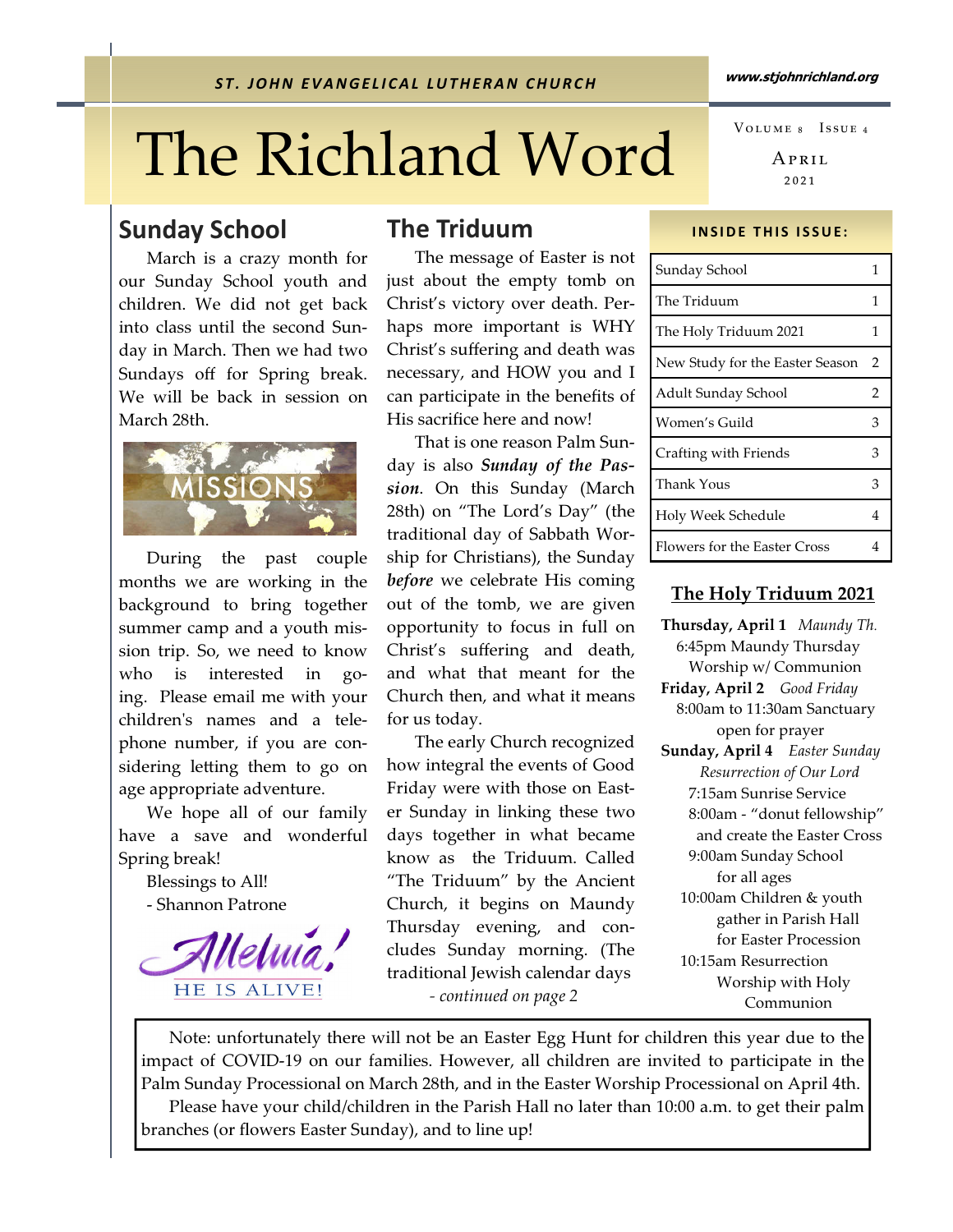ST. JOHN EVANGELICAL LUTHERAN CHURCH

www.stjohnrichland.org

# The Richland Word

VOLUME 8 ISSUE 4

APRIL 2021

## Sunday School

March is a crazy month for our Sunday School youth and children. We did not get back into class until the second Sunday in March. Then we had two Sundays off for Spring break. We will be back in session on March 28th.

During the past couple months we are working in the background to bring together summer camp and a youth mission trip. So, we need to know who is interested in going. Please email me with your children's names and a telephone number, if you are considering letting them to go on age appropriate adventure.

We hope all of our family have a save and wonderful Spring break!

Blessings to All!

- Shannon Patrone

Alleluia! HE IS ALIVE!

## The Triduum

The message of Easter is not just about the empty tomb on Christ's victory over death. Perhaps more important is WHY Christ's suffering and death was necessary, and HOW you and I can participate in the benefits of His sacrifice here and now!

That is one reason Palm Sunday is also ***Sunday of the Passion***. On this Sunday (March 28th) on "The Lord's Day" (the traditional day of Sabbath Worship for Christians), the Sunday ***before*** we celebrate His coming out of the tomb, we are given opportunity to focus in full on Christ's suffering and death, and what that meant for the Church then, and what it means for us today.

The early Church recognized how integral the events of Good Friday were with those on Easter Sunday in linking these two days together in what became know as the Triduum. Called "The Triduum" by the Ancient Church, it begins on Maundy Thursday evening, and concludes Sunday morning. (The traditional Jewish calendar days

*- continued on page 2*

**INSIDE THIS ISSUE:**

| | |
|---|---|
| Sunday School | 1 |
| The Triduum | 1 |
| The Holy Triduum 2021 | 1 |
| New Study for the Easter Season | 2 |
| Adult Sunday School | 2 |
| Women's Guild | 3 |
| Crafting with Friends | 3 |
| Thank Yous | 3 |
| Holy Week Schedule | 4 |
| Flowers for the Easter Cross | 4 |

## The Holy Triduum 2021

**Thursday, April 1** *Maundy Th.*
6:45pm Maundy Thursday Worship w/ Communion

**Friday, April 2** *Good Friday*
8:00am to 11:30am Sanctuary open for prayer

**Sunday, April 4** *Easter Sunday*
*Resurrection of Our Lord*
7:15am Sunrise Service
8:00am - "donut fellowship" and create the Easter Cross
9:00am Sunday School for all ages
10:00am Children & youth gather in Parish Hall for Easter Procession
10:15am Resurrection Worship with Holy Communion

Note: unfortunately there will not be an Easter Egg Hunt for children this year due to the impact of COVID-19 on our families. However, all children are invited to participate in the Palm Sunday Processional on March 28th, and in the Easter Worship Processional on April 4th.

Please have your child/children in the Parish Hall no later than 10:00 a.m. to get their palm branches (or flowers Easter Sunday), and to line up!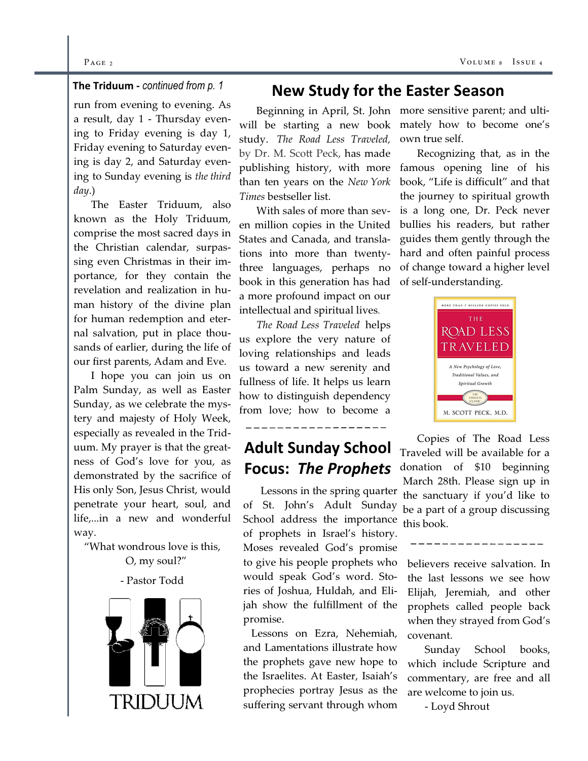**The Triduum -** *continued from p. 1*

run from evening to evening. As a result, day 1 - Thursday evening to Friday evening is day 1, Friday evening to Saturday evening is day 2, and Saturday evening to Sunday evening is *the third day*.)

The Easter Triduum, also known as the Holy Triduum, comprise the most sacred days in the Christian calendar, surpassing even Christmas in their importance, for they contain the revelation and realization in human history of the divine plan for human redemption and eternal salvation, put in place thousands of earlier, during the life of our first parents, Adam and Eve.

I hope you can join us on Palm Sunday, as well as Easter Sunday, as we celebrate the mystery and majesty of Holy Week, especially as revealed in the Triduum. My prayer is that the greatness of God's love for you, as demonstrated by the sacrifice of His only Son, Jesus Christ, would penetrate your heart, soul, and life,...in a new and wonderful way.

"What wondrous love is this,
O, my soul?"

- Pastor Todd

TRIDUUM

## New Study for the Easter Season

Beginning in April, St. John will be starting a new book study. *The Road Less Traveled*, by Dr. M. Scott Peck, has made publishing history, with more than ten years on the *New York Times* bestseller list.

With sales of more than seven million copies in the United States and Canada, and translations into more than twenty-three languages, perhaps no book in this generation has had a more profound impact on our intellectual and spiritual lives.

*The Road Less Traveled* helps us explore the very nature of loving relationships and leads us toward a new serenity and fullness of life. It helps us learn how to distinguish dependency from love; how to become a more sensitive parent; and ultimately how to become one's own true self.

Recognizing that, as in the famous opening line of his book, "Life is difficult" and that the journey to spiritual growth is a long one, Dr. Peck never bullies his readers, but rather guides them gently through the hard and often painful process of change toward a higher level of self-understanding.

Copies of The Road Less Traveled will be available for a donation of $10 beginning March 28th. Please sign up in the sanctuary if you'd like to be a part of a group discussing this book.

## Adult Sunday School Focus: *The Prophets*

Lessons in the spring quarter of St. John's Adult Sunday School address the importance of prophets in Israel's history. Moses revealed God's promise to give his people prophets who would speak God's word. Stories of Joshua, Huldah, and Elijah show the fulfillment of the promise.

Lessons on Ezra, Nehemiah, and Lamentations illustrate how the prophets gave new hope to the Israelites. At Easter, Isaiah's prophecies portray Jesus as the suffering servant through whom believers receive salvation. In the last lessons we see how Elijah, Jeremiah, and other prophets called people back when they strayed from God's covenant.

Sunday School books, which include Scripture and commentary, are free and all are welcome to join us.

- Loyd Shrout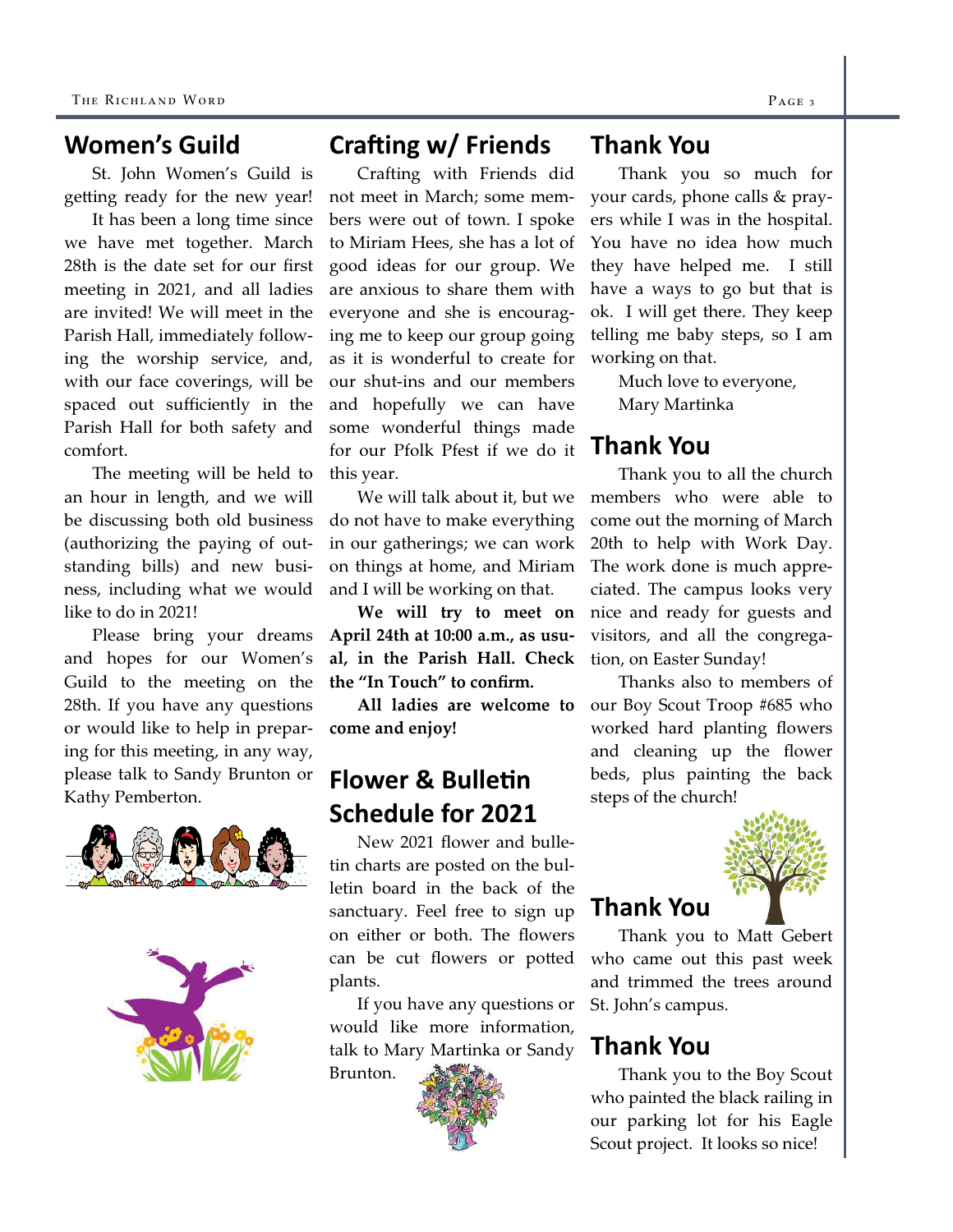## Women's Guild

St. John Women's Guild is getting ready for the new year!

It has been a long time since we have met together. March 28th is the date set for our first meeting in 2021, and all ladies are invited! We will meet in the Parish Hall, immediately following the worship service, and, with our face coverings, will be spaced out sufficiently in the Parish Hall for both safety and comfort.

The meeting will be held to an hour in length, and we will be discussing both old business (authorizing the paying of outstanding bills) and new business, including what we would like to do in 2021!

Please bring your dreams and hopes for our Women's Guild to the meeting on the 28th. If you have any questions or would like to help in preparing for this meeting, in any way, please talk to Sandy Brunton or Kathy Pemberton.

## Crafting w/ Friends

Crafting with Friends did not meet in March; some members were out of town. I spoke to Miriam Hees, she has a lot of good ideas for our group. We are anxious to share them with everyone and she is encouraging me to keep our group going as it is wonderful to create for our shut-ins and our members and hopefully we can have some wonderful things made for our Pfolk Pfest if we do it this year.

We will talk about it, but we do not have to make everything in our gatherings; we can work on things at home, and Miriam and I will be working on that.

**We will try to meet on April 24th at 10:00 a.m., as usual, in the Parish Hall. Check the "In Touch" to confirm.**

**All ladies are welcome to come and enjoy!**

## Flower & Bulletin Schedule for 2021

New 2021 flower and bulletin charts are posted on the bulletin board in the back of the sanctuary. Feel free to sign up on either or both. The flowers can be cut flowers or potted plants.

If you have any questions or would like more information, talk to Mary Martinka or Sandy Brunton.

## Thank You

Thank you so much for your cards, phone calls & prayers while I was in the hospital. You have no idea how much they have helped me. I still have a ways to go but that is ok. I will get there. They keep telling me baby steps, so I am working on that.

Much love to everyone,
Mary Martinka

## Thank You

Thank you to all the church members who were able to come out the morning of March 20th to help with Work Day. The work done is much appreciated. The campus looks very nice and ready for guests and visitors, and all the congregation, on Easter Sunday!

Thanks also to members of our Boy Scout Troop #685 who worked hard planting flowers and cleaning up the flower beds, plus painting the back steps of the church!

## Thank You

Thank you to Matt Gebert who came out this past week and trimmed the trees around St. John's campus.

## Thank You

Thank you to the Boy Scout who painted the black railing in our parking lot for his Eagle Scout project. It looks so nice!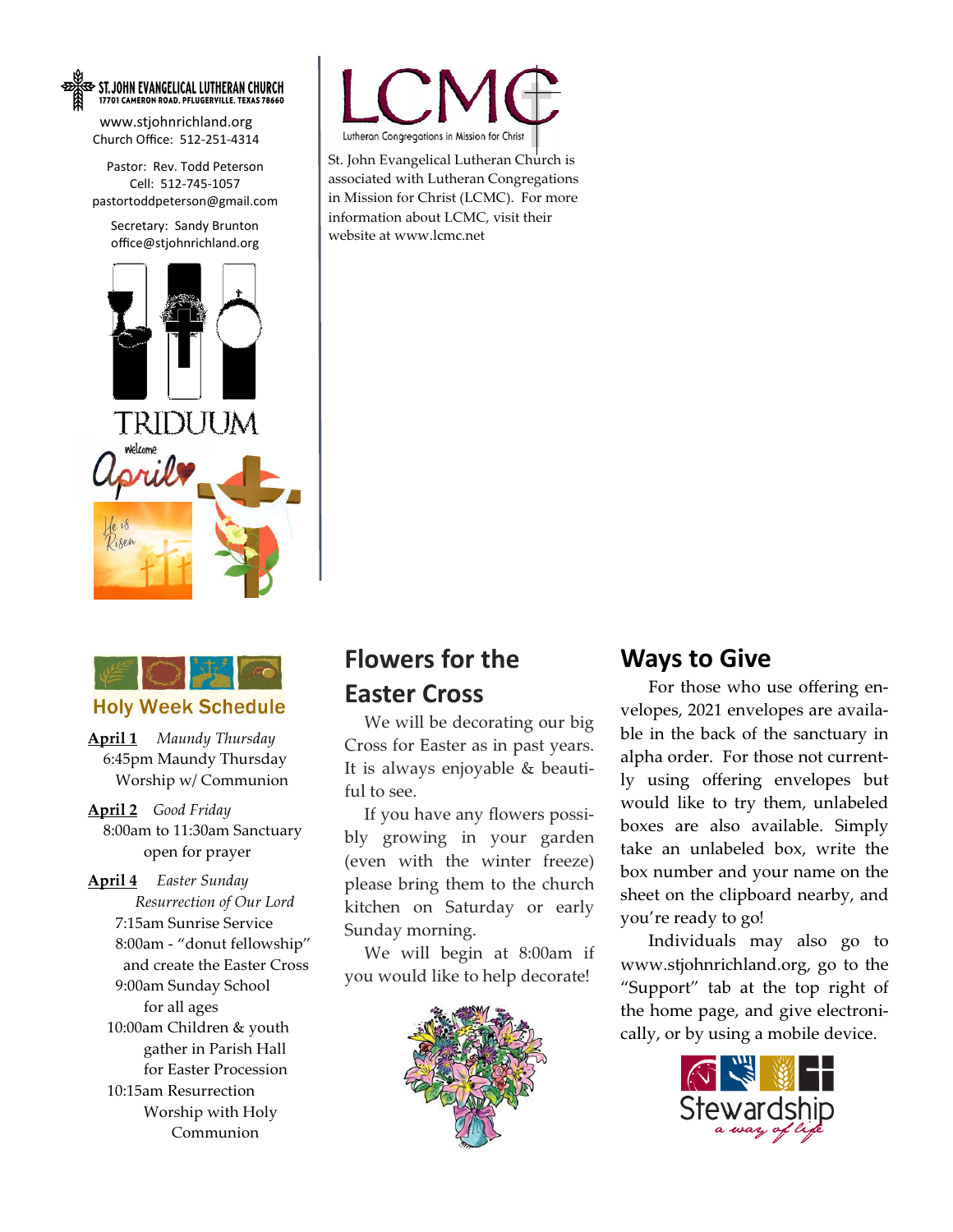ST. JOHN EVANGELICAL LUTHERAN CHURCH
17701 CAMERON ROAD, PFLUGERVILLE, TEXAS 78660

www.stjohnrichland.org
Church Office: 512-251-4314

Pastor: Rev. Todd Peterson
Cell: 512-745-1057
pastortoddpeterson@gmail.com

Secretary: Sandy Brunton
office@stjohnrichland.org

TRIDUUM

Welcome April

He is Risen

LCMC
Lutheran Congregations in Mission for Christ

St. John Evangelical Lutheran Church is associated with Lutheran Congregations in Mission for Christ (LCMC). For more information about LCMC, visit their website at www.lcmc.net

## Holy Week Schedule

**April 1** *Maundy Thursday*
6:45pm Maundy Thursday Worship w/ Communion

**April 2** *Good Friday*
8:00am to 11:30am Sanctuary open for prayer

**April 4** *Easter Sunday*
*Resurrection of Our Lord*
7:15am Sunrise Service
8:00am - "donut fellowship" and create the Easter Cross
9:00am Sunday School for all ages
10:00am Children & youth gather in Parish Hall for Easter Procession
10:15am Resurrection Worship with Holy Communion

## Flowers for the Easter Cross

We will be decorating our big Cross for Easter as in past years. It is always enjoyable & beautiful to see.

If you have any flowers possibly growing in your garden (even with the winter freeze) please bring them to the church kitchen on Saturday or early Sunday morning.

We will begin at 8:00am if you would like to help decorate!

## Ways to Give

For those who use offering envelopes, 2021 envelopes are available in the back of the sanctuary in alpha order. For those not currently using offering envelopes but would like to try them, unlabeled boxes are also available. Simply take an unlabeled box, write the box number and your name on the sheet on the clipboard nearby, and you're ready to go!

Individuals may also go to www.stjohnrichland.org, go to the "Support" tab at the top right of the home page, and give electronically, or by using a mobile device.

Stewardship
*a way of life*